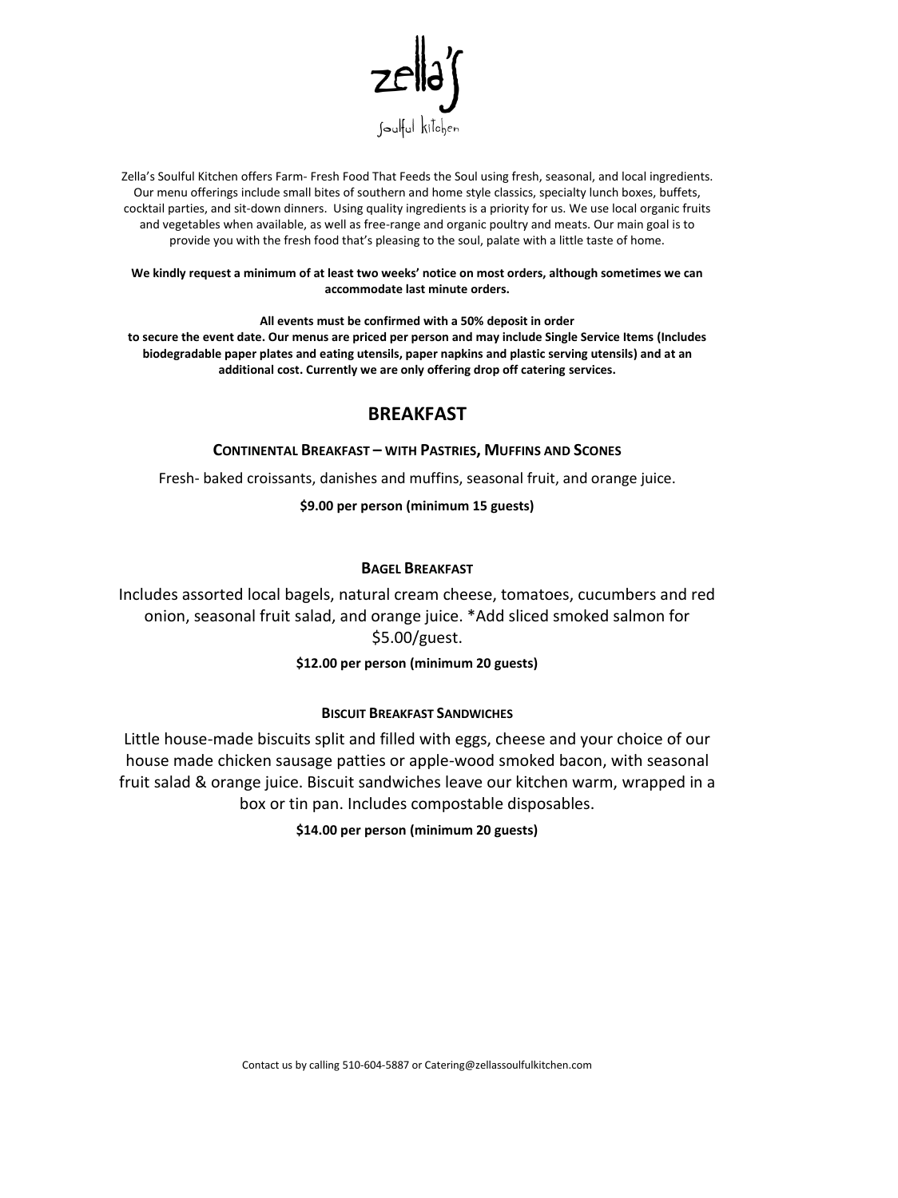# zella's
soulful kitchen

Zella's Soulful Kitchen offers Farm- Fresh Food That Feeds the Soul using fresh, seasonal, and local ingredients. Our menu offerings include small bites of southern and home style classics, specialty lunch boxes, buffets, cocktail parties, and sit-down dinners. Using quality ingredients is a priority for us. We use local organic fruits and vegetables when available, as well as free-range and organic poultry and meats. Our main goal is to provide you with the fresh food that's pleasing to the soul, palate with a little taste of home.

**We kindly request a minimum of at least two weeks' notice on most orders, although sometimes we can accommodate last minute orders.**

**All events must be confirmed with a 50% deposit in order to secure the event date. Our menus are priced per person and may include Single Service Items (Includes biodegradable paper plates and eating utensils, paper napkins and plastic serving utensils) and at an additional cost. Currently we are only offering drop off catering services.**

## BREAKFAST

### CONTINENTAL BREAKFAST – WITH PASTRIES, MUFFINS AND SCONES

Fresh- baked croissants, danishes and muffins, seasonal fruit, and orange juice.

**$9.00 per person (minimum 15 guests)**

### BAGEL BREAKFAST

Includes assorted local bagels, natural cream cheese, tomatoes, cucumbers and red onion, seasonal fruit salad, and orange juice. *Add sliced smoked salmon for $5.00/guest.

**$12.00 per person (minimum 20 guests)**

### BISCUIT BREAKFAST SANDWICHES

Little house-made biscuits split and filled with eggs, cheese and your choice of our house made chicken sausage patties or apple-wood smoked bacon, with seasonal fruit salad & orange juice. Biscuit sandwiches leave our kitchen warm, wrapped in a box or tin pan. Includes compostable disposables.

**$14.00 per person (minimum 20 guests)**

Contact us by calling 510-604-5887 or Catering@zellassoulfulkitchen.com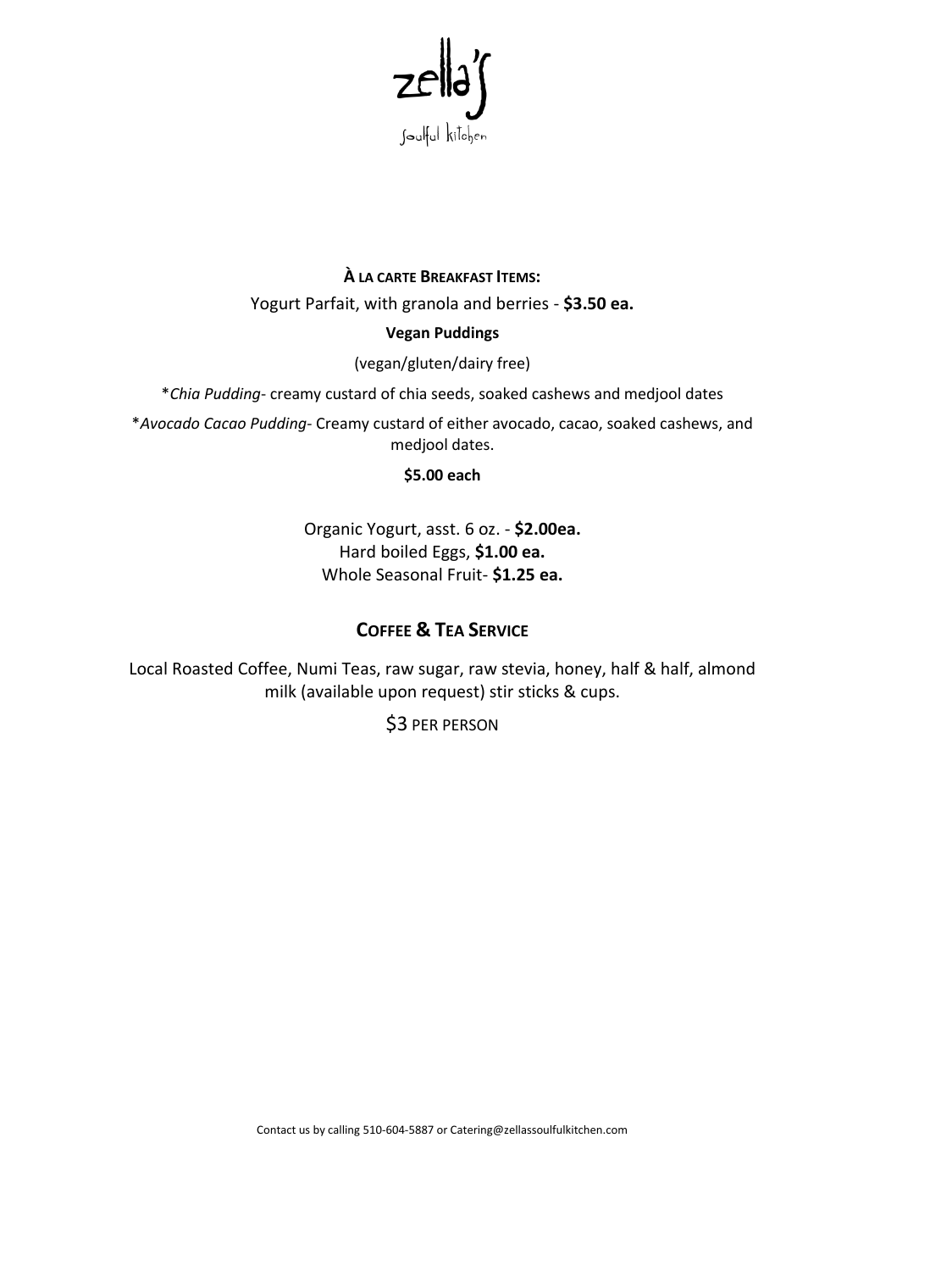zella's

soulful kitchen

## À LA CARTE BREAKFAST ITEMS:

Yogurt Parfait, with granola and berries - **$3.50 ea.**

**Vegan Puddings**

(vegan/gluten/dairy free)

*\*Chia Pudding*- creamy custard of chia seeds, soaked cashews and medjool dates

*\*Avocado Cacao Pudding*- Creamy custard of either avocado, cacao, soaked cashews, and medjool dates.

**$5.00 each**

Organic Yogurt, asst. 6 oz. - **$2.00ea.**
Hard boiled Eggs, **$1.00 ea.**
Whole Seasonal Fruit- **$1.25 ea.**

## COFFEE & TEA SERVICE

Local Roasted Coffee, Numi Teas, raw sugar, raw stevia, honey, half & half, almond milk (available upon request) stir sticks & cups.

$3 PER PERSON

Contact us by calling 510-604-5887 or Catering@zellassoulfulkitchen.com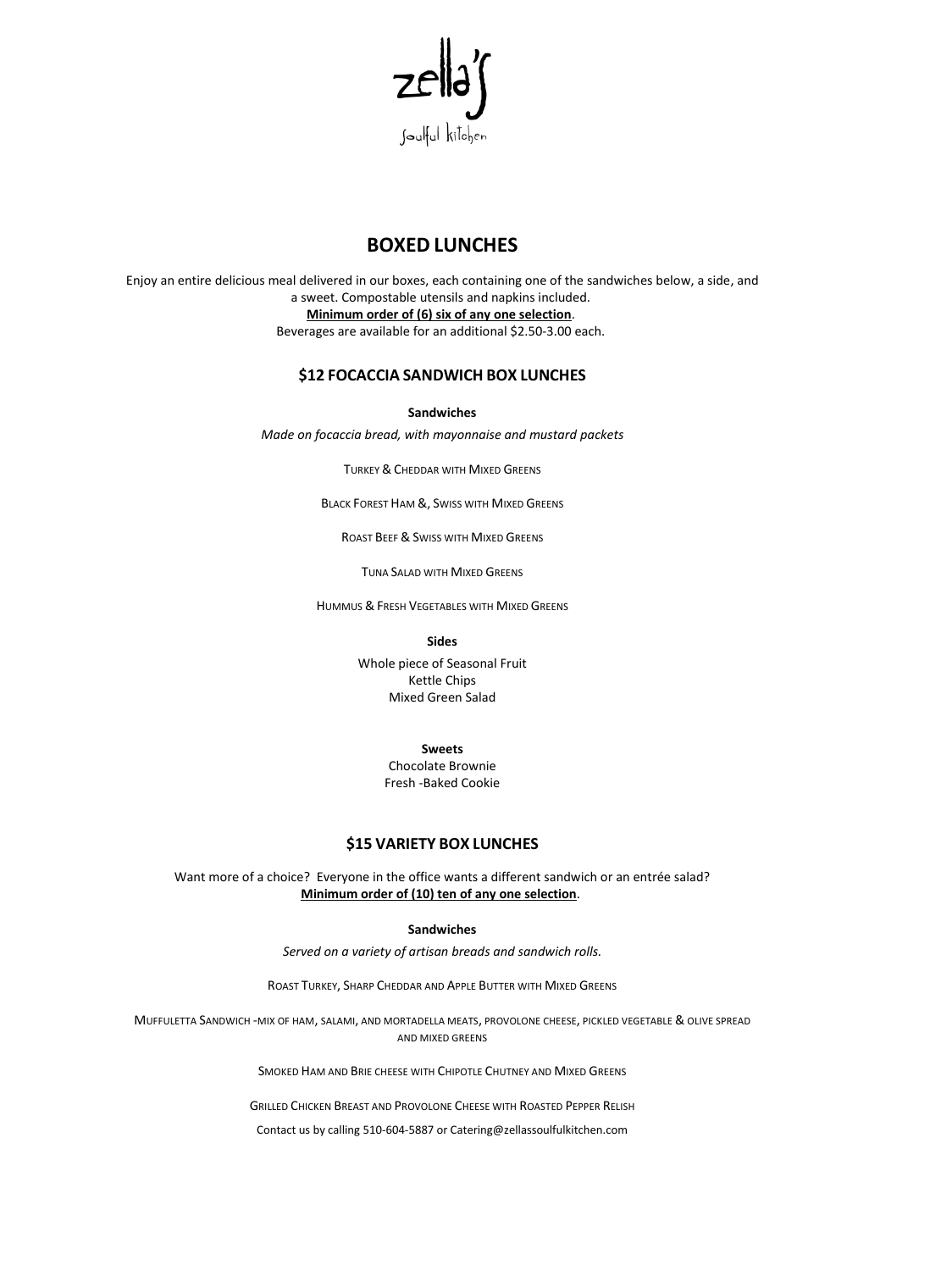zella's

soulful kitchen

# BOXED LUNCHES

Enjoy an entire delicious meal delivered in our boxes, each containing one of the sandwiches below, a side, and a sweet. Compostable utensils and napkins included.

**Minimum order of (6) six of any one selection**.

Beverages are available for an additional $2.50-3.00 each.

## $12 FOCACCIA SANDWICH BOX LUNCHES

**Sandwiches**

*Made on focaccia bread, with mayonnaise and mustard packets*

TURKEY & CHEDDAR WITH MIXED GREENS

BLACK FOREST HAM &, SWISS WITH MIXED GREENS

ROAST BEEF & SWISS WITH MIXED GREENS

TUNA SALAD WITH MIXED GREENS

HUMMUS & FRESH VEGETABLES WITH MIXED GREENS

**Sides**

Whole piece of Seasonal Fruit
Kettle Chips
Mixed Green Salad

**Sweets**

Chocolate Brownie
Fresh -Baked Cookie

## $15 VARIETY BOX LUNCHES

Want more of a choice? Everyone in the office wants a different sandwich or an entrée salad?

**Minimum order of (10) ten of any one selection**.

**Sandwiches**

*Served on a variety of artisan breads and sandwich rolls.*

ROAST TURKEY, SHARP CHEDDAR AND APPLE BUTTER WITH MIXED GREENS

MUFFULETTA SANDWICH -MIX OF HAM, SALAMI, AND MORTADELLA MEATS, PROVOLONE CHEESE, PICKLED VEGETABLE & OLIVE SPREAD AND MIXED GREENS

SMOKED HAM AND BRIE CHEESE WITH CHIPOTLE CHUTNEY AND MIXED GREENS

GRILLED CHICKEN BREAST AND PROVOLONE CHEESE WITH ROASTED PEPPER RELISH

Contact us by calling 510-604-5887 or Catering@zellassoulfulkitchen.com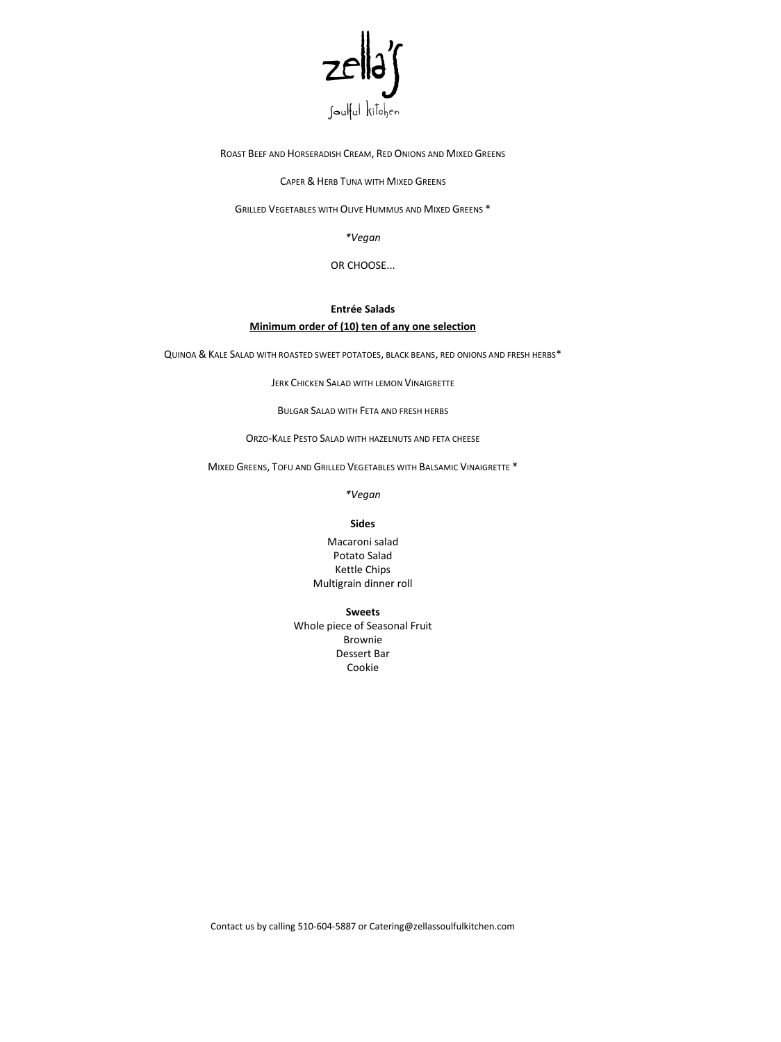zella's

soulful kitchen

Roast Beef and Horseradish Cream, Red Onions and Mixed Greens

Caper & Herb Tuna with Mixed Greens

Grilled Vegetables with Olive Hummus and Mixed Greens *

*\*Vegan*

OR CHOOSE...

**Entrée Salads**

**Minimum order of (10) ten of any one selection**

Quinoa & Kale Salad with roasted sweet potatoes, black beans, red onions and fresh herbs*

Jerk Chicken Salad with lemon Vinaigrette

Bulgar Salad with Feta and fresh herbs

Orzo-Kale Pesto Salad with hazelnuts and feta cheese

Mixed Greens, Tofu and Grilled Vegetables with Balsamic Vinaigrette *

*\*Vegan*

**Sides**

Macaroni salad
Potato Salad
Kettle Chips
Multigrain dinner roll

**Sweets**

Whole piece of Seasonal Fruit
Brownie
Dessert Bar
Cookie

Contact us by calling 510-604-5887 or Catering@zellassoulfulkitchen.com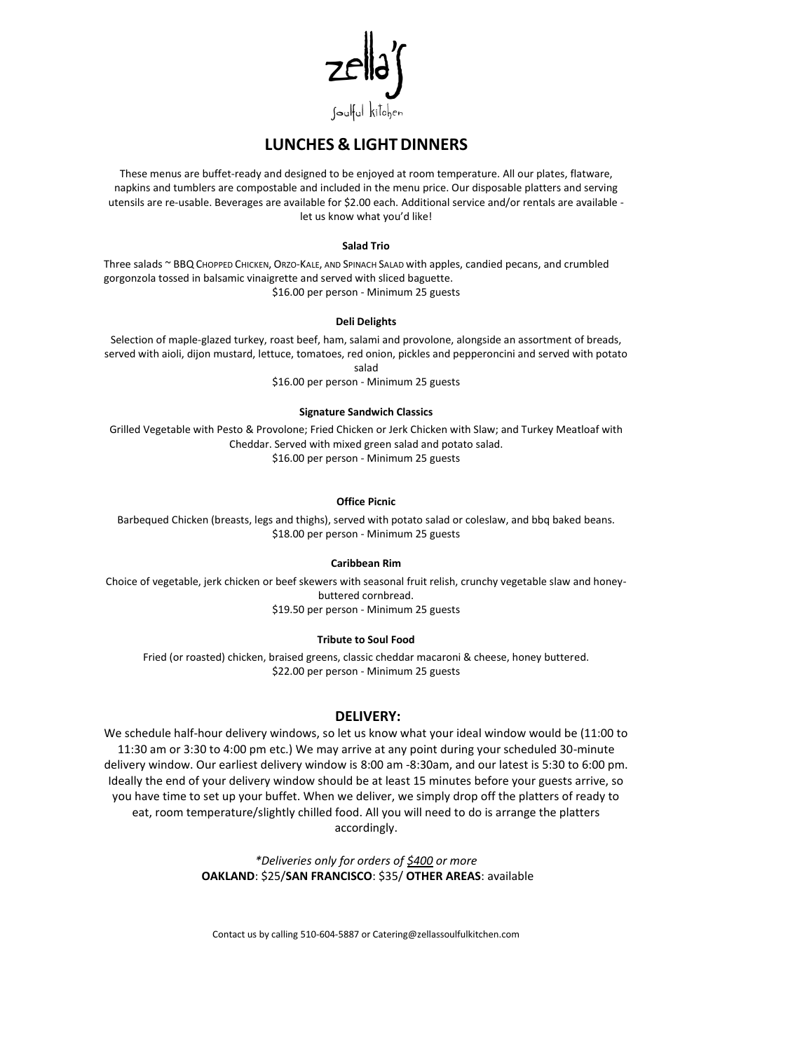zella's

soulful kitchen

# LUNCHES & LIGHT DINNERS

These menus are buffet-ready and designed to be enjoyed at room temperature. All our plates, flatware, napkins and tumblers are compostable and included in the menu price. Our disposable platters and serving utensils are re-usable. Beverages are available for $2.00 each. Additional service and/or rentals are available - let us know what you'd like!

**Salad Trio**

Three salads ~ BBQ Chopped Chicken, Orzo-Kale, and Spinach Salad with apples, candied pecans, and crumbled gorgonzola tossed in balsamic vinaigrette and served with sliced baguette.
$16.00 per person - Minimum 25 guests

**Deli Delights**

Selection of maple-glazed turkey, roast beef, ham, salami and provolone, alongside an assortment of breads, served with aioli, dijon mustard, lettuce, tomatoes, red onion, pickles and pepperoncini and served with potato salad
$16.00 per person - Minimum 25 guests

**Signature Sandwich Classics**

Grilled Vegetable with Pesto & Provolone; Fried Chicken or Jerk Chicken with Slaw; and Turkey Meatloaf with Cheddar. Served with mixed green salad and potato salad.
$16.00 per person - Minimum 25 guests

**Office Picnic**

Barbequed Chicken (breasts, legs and thighs), served with potato salad or coleslaw, and bbq baked beans.
$18.00 per person - Minimum 25 guests

**Caribbean Rim**

Choice of vegetable, jerk chicken or beef skewers with seasonal fruit relish, crunchy vegetable slaw and honey-buttered cornbread.
$19.50 per person - Minimum 25 guests

**Tribute to Soul Food**

Fried (or roasted) chicken, braised greens, classic cheddar macaroni & cheese, honey buttered.
$22.00 per person - Minimum 25 guests

## DELIVERY:

We schedule half-hour delivery windows, so let us know what your ideal window would be (11:00 to 11:30 am or 3:30 to 4:00 pm etc.) We may arrive at any point during your scheduled 30-minute delivery window. Our earliest delivery window is 8:00 am -8:30am, and our latest is 5:30 to 6:00 pm. Ideally the end of your delivery window should be at least 15 minutes before your guests arrive, so you have time to set up your buffet. When we deliver, we simply drop off the platters of ready to eat, room temperature/slightly chilled food. All you will need to do is arrange the platters accordingly.

*\*Deliveries only for orders of $400 or more*
**OAKLAND**: $25/**SAN FRANCISCO**: $35/ **OTHER AREAS**: available

Contact us by calling 510-604-5887 or Catering@zellassoulfulkitchen.com